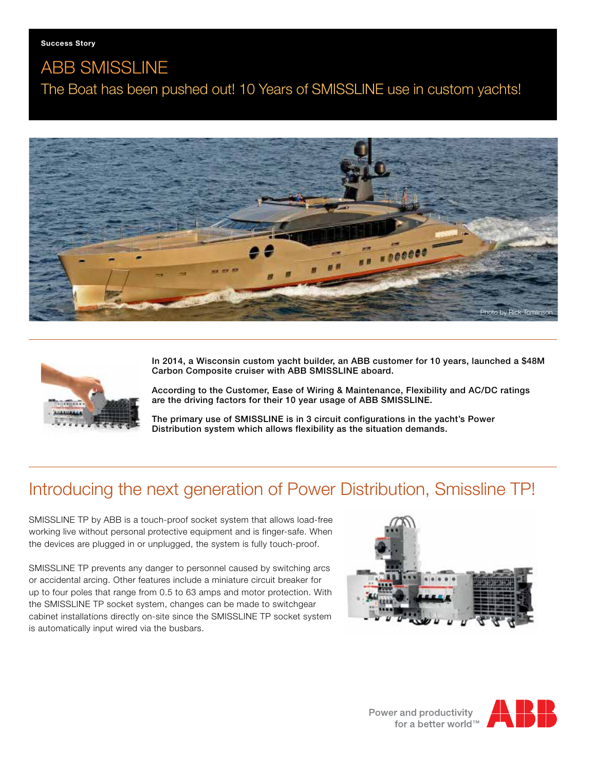**Success Story**

# ABB SMISSLINE

## The Boat has been pushed out! 10 Years of SMISSLINE use in custom yachts!

Photo by Rick Tomlinson

**In 2014, a Wisconsin custom yacht builder, an ABB customer for 10 years, launched a $48M Carbon Composite cruiser with ABB SMISSLINE aboard.**

**According to the Customer, Ease of Wiring & Maintenance, Flexibility and AC/DC ratings are the driving factors for their 10 year usage of ABB SMISSLINE.**

**The primary use of SMISSLINE is in 3 circuit configurations in the yacht's Power Distribution system which allows flexibility as the situation demands.**

## Introducing the next generation of Power Distribution, Smissline TP!

SMISSLINE TP by ABB is a touch-proof socket system that allows load-free working live without personal protective equipment and is finger-safe. When the devices are plugged in or unplugged, the system is fully touch-proof.

SMISSLINE TP prevents any danger to personnel caused by switching arcs or accidental arcing. Other features include a miniature circuit breaker for up to four poles that range from 0.5 to 63 amps and motor protection. With the SMISSLINE TP socket system, changes can be made to switchgear cabinet installations directly on-site since the SMISSLINE TP socket system is automatically input wired via the busbars.

Power and productivity for a better world™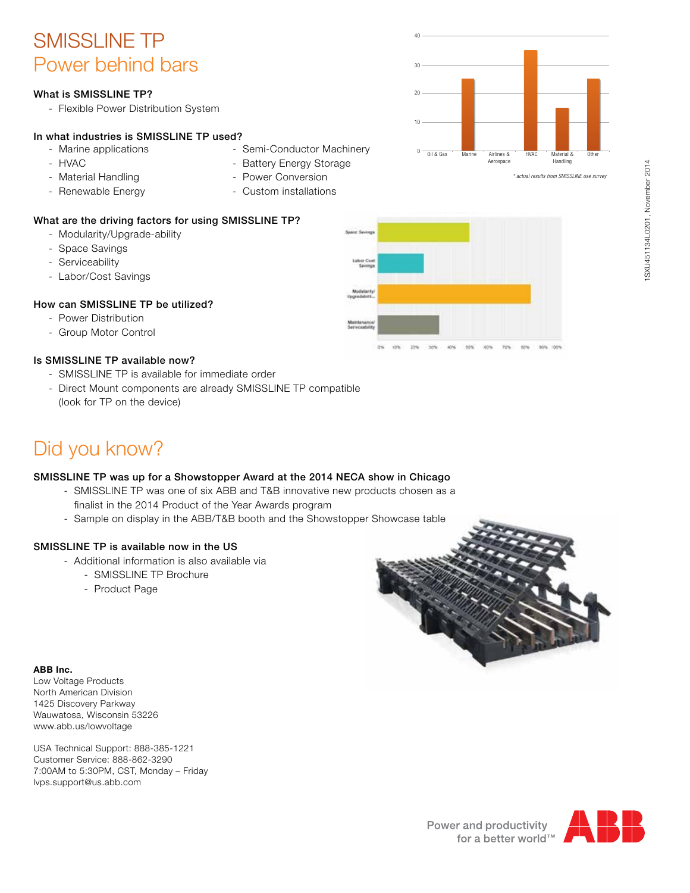# SMISSLINE TP
## Power behind bars

**What is SMISSLINE TP?**

- Flexible Power Distribution System

**In what industries is SMISSLINE TP used?**

- Marine applications
- HVAC
- Material Handling
- Renewable Energy
- Semi-Conductor Machinery
- Battery Energy Storage
- Power Conversion
- Custom installations

40
30
20
10
0
Oil & Gas
Marine
Airlines & Aerospace
HVAC
Material & Handling
Other

*\* actual results from SMISSLINE use survey*

**What are the driving factors for using SMISSLINE TP?**

- Modularity/Upgrade-ability
- Space Savings
- Serviceability
- Labor/Cost Savings

Space Savings
Labor Cost Savings
Modularity/ Upgradabilit...
Maintenance/ Serviceability
0% 10% 20% 30% 40% 50% 60% 70% 80% 90% 100%

**How can SMISSLINE TP be utilized?**

- Power Distribution
- Group Motor Control

**Is SMISSLINE TP available now?**

- SMISSLINE TP is available for immediate order
- Direct Mount components are already SMISSLINE TP compatible (look for TP on the device)

# Did you know?

**SMISSLINE TP was up for a Showstopper Award at the 2014 NECA show in Chicago**

- SMISSLINE TP was one of six ABB and T&B innovative new products chosen as a finalist in the 2014 Product of the Year Awards program
- Sample on display in the ABB/T&B booth and the Showstopper Showcase table

**SMISSLINE TP is available now in the US**

- Additional information is also available via
  - SMISSLINE TP Brochure
  - Product Page

**ABB Inc.**
Low Voltage Products
North American Division
1425 Discovery Parkway
Wauwatosa, Wisconsin 53226
www.abb.us/lowvoltage

USA Technical Support: 888-385-1221
Customer Service: 888-862-3290
7:00AM to 5:30PM, CST, Monday – Friday
lvps.support@us.abb.com

1SXU451134L0201, November 2014

Power and productivity for a better world™